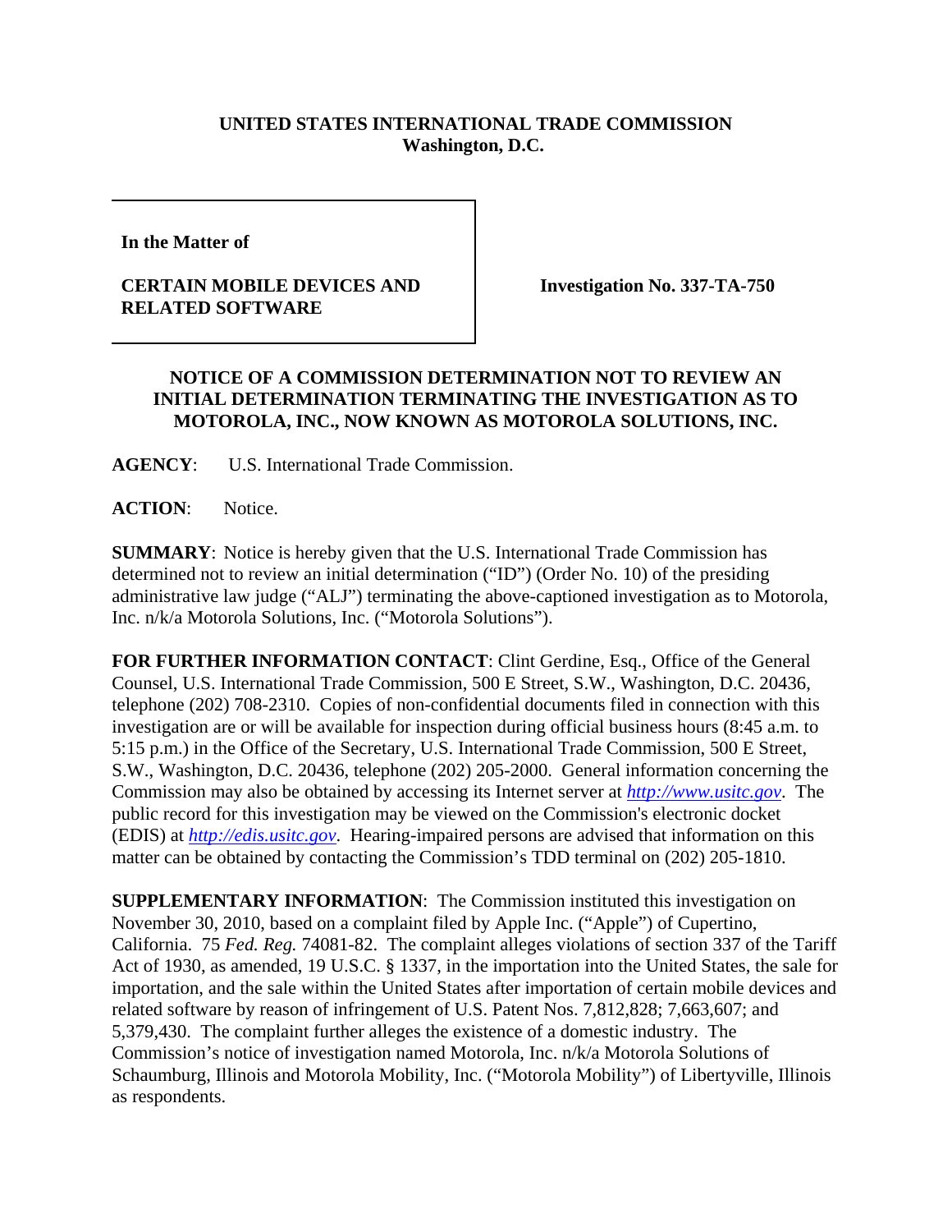**UNITED STATES INTERNATIONAL TRADE COMMISSION**
**Washington, D.C.**

| | |
|---|---|
| **In the Matter of**<br><br>**CERTAIN MOBILE DEVICES AND RELATED SOFTWARE** | **Investigation No. 337-TA-750** |

**NOTICE OF A COMMISSION DETERMINATION NOT TO REVIEW AN INITIAL DETERMINATION TERMINATING THE INVESTIGATION AS TO MOTOROLA, INC., NOW KNOWN AS MOTOROLA SOLUTIONS, INC.**

**AGENCY**: U.S. International Trade Commission.

**ACTION**: Notice.

**SUMMARY**: Notice is hereby given that the U.S. International Trade Commission has determined not to review an initial determination ("ID") (Order No. 10) of the presiding administrative law judge ("ALJ") terminating the above-captioned investigation as to Motorola, Inc. n/k/a Motorola Solutions, Inc. ("Motorola Solutions").

**FOR FURTHER INFORMATION CONTACT**: Clint Gerdine, Esq., Office of the General Counsel, U.S. International Trade Commission, 500 E Street, S.W., Washington, D.C. 20436, telephone (202) 708-2310. Copies of non-confidential documents filed in connection with this investigation are or will be available for inspection during official business hours (8:45 a.m. to 5:15 p.m.) in the Office of the Secretary, U.S. International Trade Commission, 500 E Street, S.W., Washington, D.C. 20436, telephone (202) 205-2000. General information concerning the Commission may also be obtained by accessing its Internet server at *http://www.usitc.gov*. The public record for this investigation may be viewed on the Commission's electronic docket (EDIS) at *http://edis.usitc.gov*. Hearing-impaired persons are advised that information on this matter can be obtained by contacting the Commission's TDD terminal on (202) 205-1810.

**SUPPLEMENTARY INFORMATION**: The Commission instituted this investigation on November 30, 2010, based on a complaint filed by Apple Inc. ("Apple") of Cupertino, California. 75 *Fed. Reg.* 74081-82. The complaint alleges violations of section 337 of the Tariff Act of 1930, as amended, 19 U.S.C. § 1337, in the importation into the United States, the sale for importation, and the sale within the United States after importation of certain mobile devices and related software by reason of infringement of U.S. Patent Nos. 7,812,828; 7,663,607; and 5,379,430. The complaint further alleges the existence of a domestic industry. The Commission's notice of investigation named Motorola, Inc. n/k/a Motorola Solutions of Schaumburg, Illinois and Motorola Mobility, Inc. ("Motorola Mobility") of Libertyville, Illinois as respondents.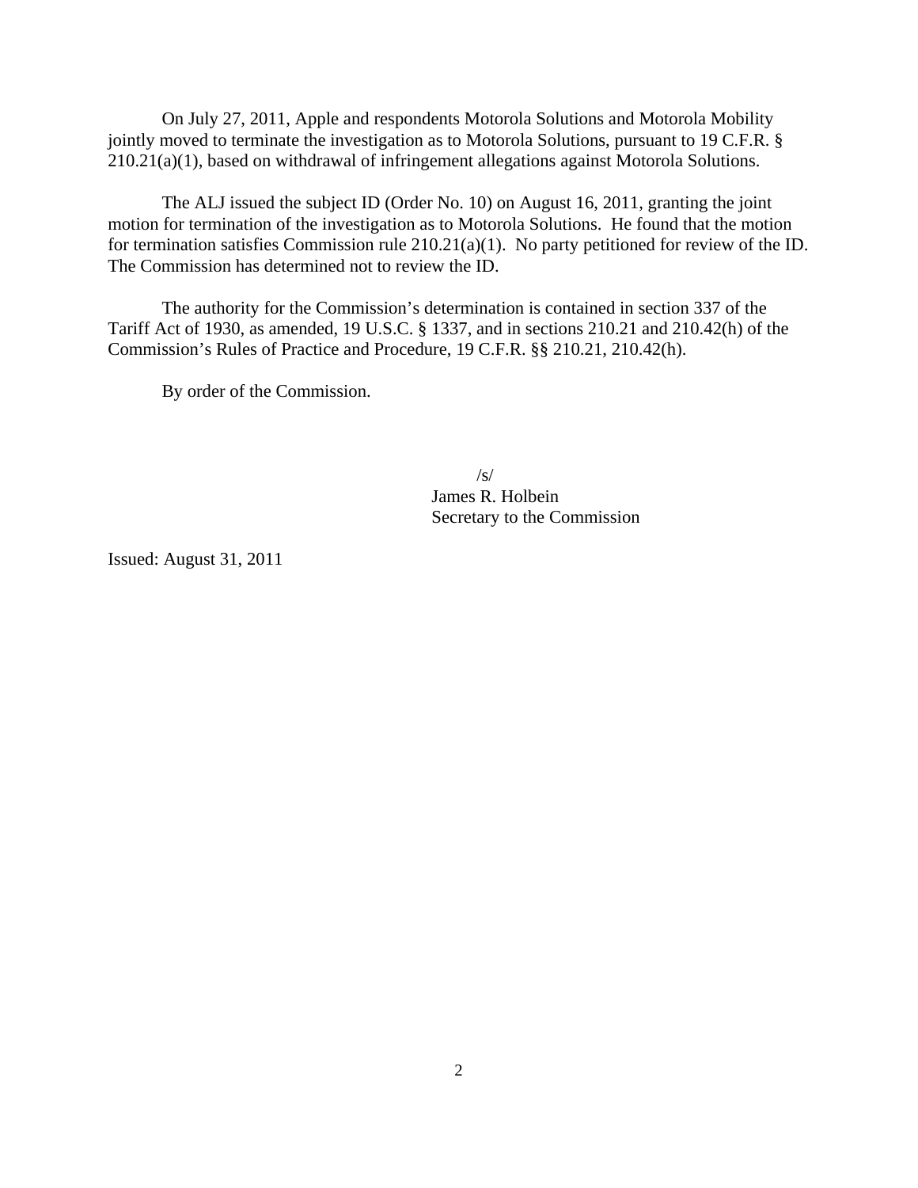On July 27, 2011, Apple and respondents Motorola Solutions and Motorola Mobility jointly moved to terminate the investigation as to Motorola Solutions, pursuant to 19 C.F.R. § 210.21(a)(1), based on withdrawal of infringement allegations against Motorola Solutions.

The ALJ issued the subject ID (Order No. 10) on August 16, 2011, granting the joint motion for termination of the investigation as to Motorola Solutions. He found that the motion for termination satisfies Commission rule 210.21(a)(1). No party petitioned for review of the ID. The Commission has determined not to review the ID.

The authority for the Commission's determination is contained in section 337 of the Tariff Act of 1930, as amended, 19 U.S.C. § 1337, and in sections 210.21 and 210.42(h) of the Commission's Rules of Practice and Procedure, 19 C.F.R. §§ 210.21, 210.42(h).

By order of the Commission.

/s/
James R. Holbein
Secretary to the Commission

Issued: August 31, 2011